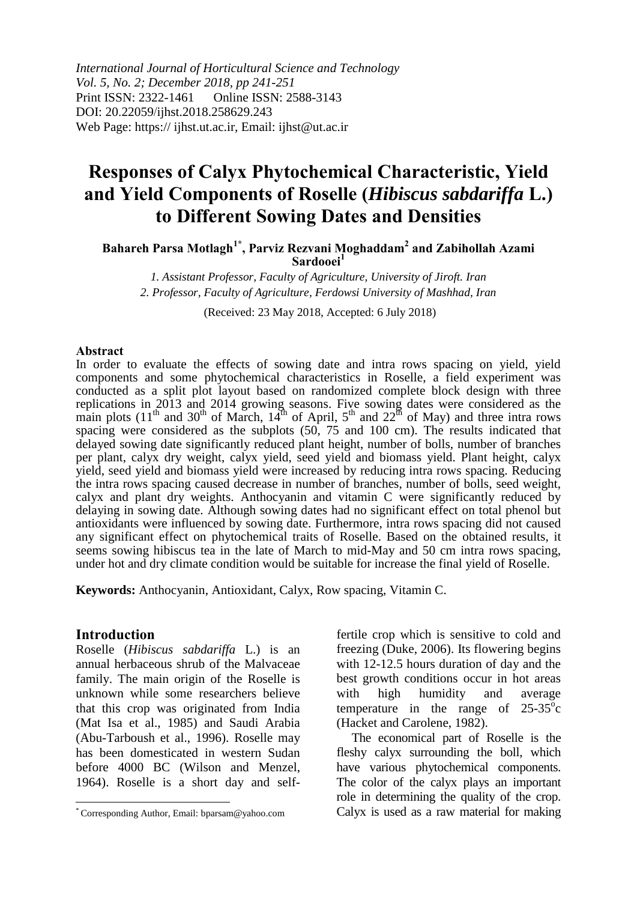*International Journal of Horticultural Science and Technology*
*Vol. 5, No. 2; December 2018, pp 241-251*
Print ISSN: 2322-1461 Online ISSN: 2588-3143
DOI: 20.22059/ijhst.2018.258629.243
Web Page: https:// ijhst.ut.ac.ir, Email: ijhst@ut.ac.ir

# Responses of Calyx Phytochemical Characteristic, Yield and Yield Components of Roselle (*Hibiscus sabdariffa* L.) to Different Sowing Dates and Densities

**Bahareh Parsa Motlagh[1*], Parviz Rezvani Moghaddam[2] and Zabihollah Azami Sardooei[1]**

*1. Assistant Professor, Faculty of Agriculture, University of Jiroft. Iran*
*2. Professor, Faculty of Agriculture, Ferdowsi University of Mashhad, Iran*

(Received: 23 May 2018, Accepted: 6 July 2018)

**Abstract**

In order to evaluate the effects of sowing date and intra rows spacing on yield, yield components and some phytochemical characteristics in Roselle, a field experiment was conducted as a split plot layout based on randomized complete block design with three replications in 2013 and 2014 growing seasons. Five sowing dates were considered as the main plots (11th and 30th of March, 14th of April, 5th and 22th of May) and three intra rows spacing were considered as the subplots (50, 75 and 100 cm). The results indicated that delayed sowing date significantly reduced plant height, number of bolls, number of branches per plant, calyx dry weight, calyx yield, seed yield and biomass yield. Plant height, calyx yield, seed yield and biomass yield were increased by reducing intra rows spacing. Reducing the intra rows spacing caused decrease in number of branches, number of bolls, seed weight, calyx and plant dry weights. Anthocyanin and vitamin C were significantly reduced by delaying in sowing date. Although sowing dates had no significant effect on total phenol but antioxidants were influenced by sowing date. Furthermore, intra rows spacing did not caused any significant effect on phytochemical traits of Roselle. Based on the obtained results, it seems sowing hibiscus tea in the late of March to mid-May and 50 cm intra rows spacing, under hot and dry climate condition would be suitable for increase the final yield of Roselle.

**Keywords:** Anthocyanin, Antioxidant, Calyx, Row spacing, Vitamin C.

## Introduction

Roselle (*Hibiscus sabdariffa* L.) is an annual herbaceous shrub of the Malvaceae family. The main origin of the Roselle is unknown while some researchers believe that this crop was originated from India (Mat Isa et al., 1985) and Saudi Arabia (Abu-Tarboush et al., 1996). Roselle may has been domesticated in western Sudan before 4000 BC (Wilson and Menzel, 1964). Roselle is a short day and self-fertile crop which is sensitive to cold and freezing (Duke, 2006). Its flowering begins with 12-12.5 hours duration of day and the best growth conditions occur in hot areas with high humidity and average temperature in the range of 25-35°c (Hacket and Carolene, 1982).

The economical part of Roselle is the fleshy calyx surrounding the boll, which have various phytochemical components. The color of the calyx plays an important role in determining the quality of the crop. Calyx is used as a raw material for making

[*] Corresponding Author, Email: bparsam@yahoo.com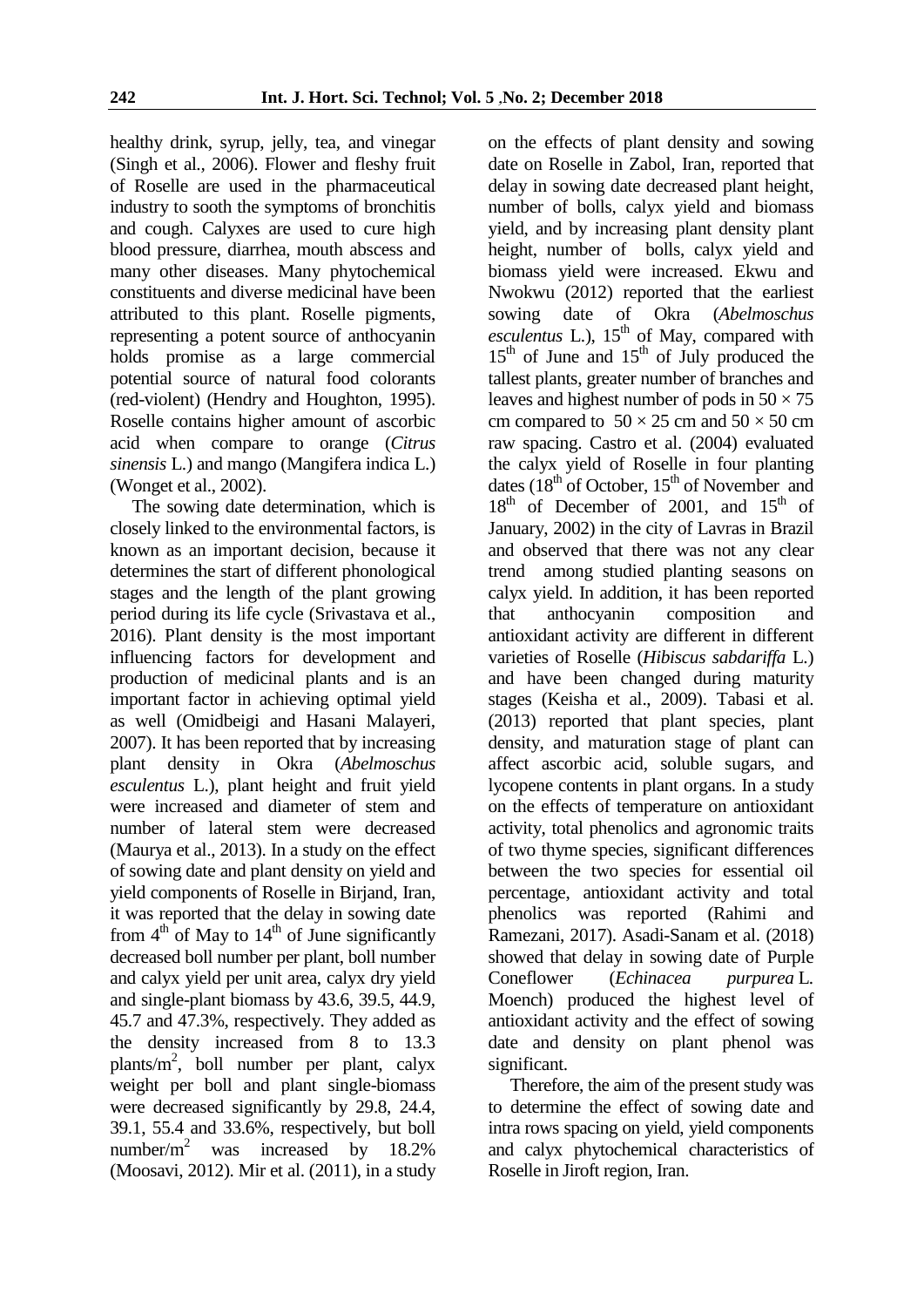healthy drink, syrup, jelly, tea, and vinegar (Singh et al., 2006). Flower and fleshy fruit of Roselle are used in the pharmaceutical industry to sooth the symptoms of bronchitis and cough. Calyxes are used to cure high blood pressure, diarrhea, mouth abscess and many other diseases. Many phytochemical constituents and diverse medicinal have been attributed to this plant. Roselle pigments, representing a potent source of anthocyanin holds promise as a large commercial potential source of natural food colorants (red-violent) (Hendry and Houghton, 1995). Roselle contains higher amount of ascorbic acid when compare to orange (*Citrus sinensis* L.) and mango (Mangifera indica L.) (Wonget et al., 2002).

The sowing date determination, which is closely linked to the environmental factors, is known as an important decision, because it determines the start of different phonological stages and the length of the plant growing period during its life cycle (Srivastava et al., 2016). Plant density is the most important influencing factors for development and production of medicinal plants and is an important factor in achieving optimal yield as well (Omidbeigi and Hasani Malayeri, 2007). It has been reported that by increasing plant density in Okra (*Abelmoschus esculentus* L.), plant height and fruit yield were increased and diameter of stem and number of lateral stem were decreased (Maurya et al., 2013). In a study on the effect of sowing date and plant density on yield and yield components of Roselle in Birjand, Iran, it was reported that the delay in sowing date from 4$^{th}$ of May to 14$^{th}$ of June significantly decreased boll number per plant, boll number and calyx yield per unit area, calyx dry yield and single-plant biomass by 43.6, 39.5, 44.9, 45.7 and 47.3%, respectively. They added as the density increased from 8 to 13.3 plants/m$^2$, boll number per plant, calyx weight per boll and plant single-biomass were decreased significantly by 29.8, 24.4, 39.1, 55.4 and 33.6%, respectively, but boll number/m$^2$ was increased by 18.2% (Moosavi, 2012). Mir et al. (2011), in a study on the effects of plant density and sowing date on Roselle in Zabol, Iran, reported that delay in sowing date decreased plant height, number of bolls, calyx yield and biomass yield, and by increasing plant density plant height, number of bolls, calyx yield and biomass yield were increased. Ekwu and Nwokwu (2012) reported that the earliest sowing date of Okra (*Abelmoschus esculentus* L.), 15$^{th}$ of May, compared with 15$^{th}$ of June and 15$^{th}$ of July produced the tallest plants, greater number of branches and leaves and highest number of pods in $50 \times 75$ cm compared to $50 \times 25$ cm and $50 \times 50$ cm raw spacing. Castro et al. (2004) evaluated the calyx yield of Roselle in four planting dates (18$^{th}$ of October, 15$^{th}$ of November and 18$^{th}$ of December of 2001, and 15$^{th}$ of January, 2002) in the city of Lavras in Brazil and observed that there was not any clear trend among studied planting seasons on calyx yield. In addition, it has been reported that anthocyanin composition and antioxidant activity are different in different varieties of Roselle (*Hibiscus sabdariffa* L.) and have been changed during maturity stages (Keisha et al., 2009). Tabasi et al. (2013) reported that plant species, plant density, and maturation stage of plant can affect ascorbic acid, soluble sugars, and lycopene contents in plant organs. In a study on the effects of temperature on antioxidant activity, total phenolics and agronomic traits of two thyme species, significant differences between the two species for essential oil percentage, antioxidant activity and total phenolics was reported (Rahimi and Ramezani, 2017). Asadi-Sanam et al. (2018) showed that delay in sowing date of Purple Coneflower (*Echinacea purpurea* L. Moench) produced the highest level of antioxidant activity and the effect of sowing date and density on plant phenol was significant.

Therefore, the aim of the present study was to determine the effect of sowing date and intra rows spacing on yield, yield components and calyx phytochemical characteristics of Roselle in Jiroft region, Iran.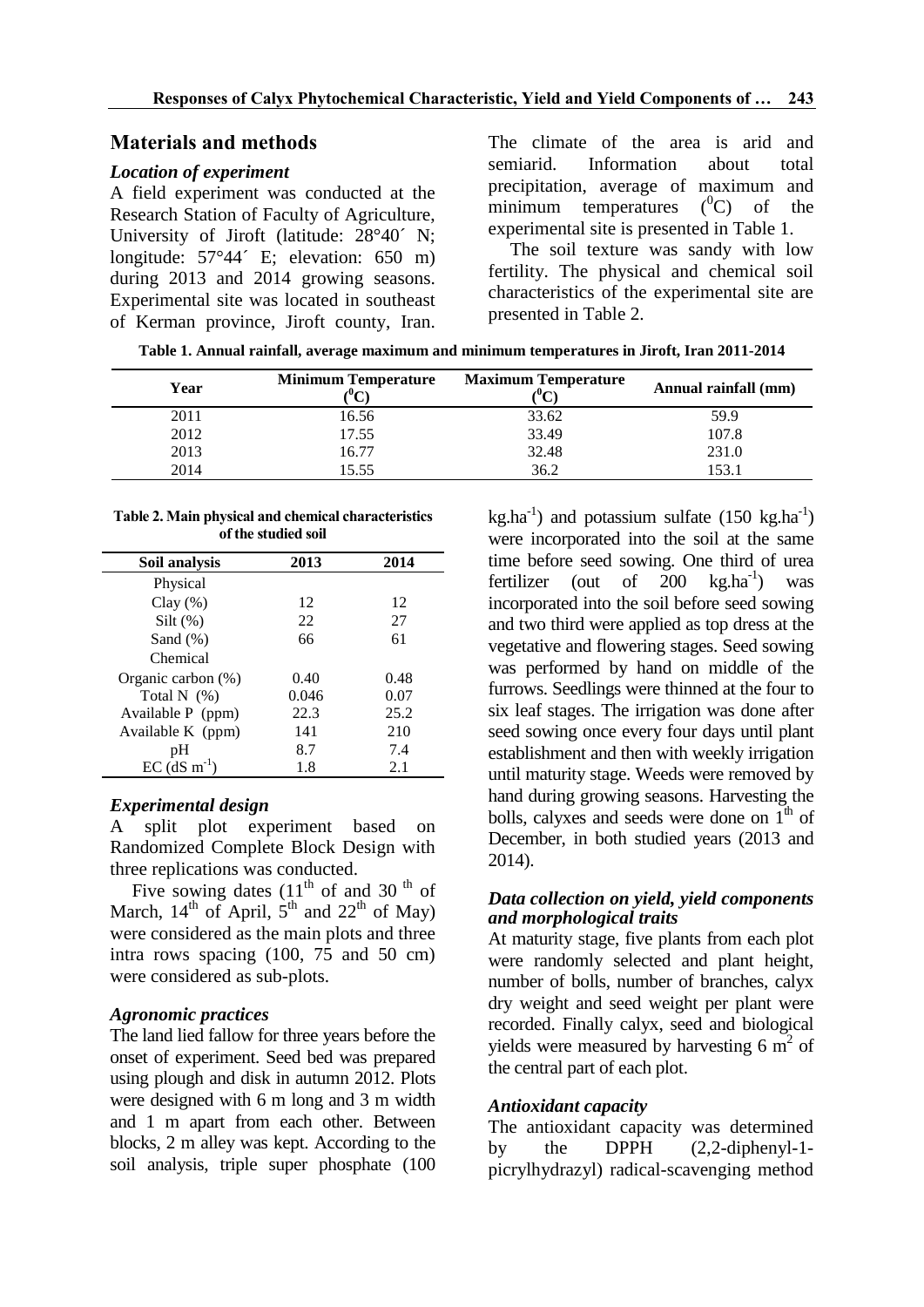## Materials and methods

### *Location of experiment*

A field experiment was conducted at the Research Station of Faculty of Agriculture, University of Jiroft (latitude: 28°40´ N; longitude: 57°44´ E; elevation: 650 m) during 2013 and 2014 growing seasons. Experimental site was located in southeast of Kerman province, Jiroft county, Iran. The climate of the area is arid and semiarid. Information about total precipitation, average of maximum and minimum temperatures ($^0$C) of the experimental site is presented in Table 1.

The soil texture was sandy with low fertility. The physical and chemical soil characteristics of the experimental site are presented in Table 2.

**Table 1. Annual rainfall, average maximum and minimum temperatures in Jiroft, Iran 2011-2014**

| Year | Minimum Temperature ($^0$C) | Maximum Temperature ($^0$C) | Annual rainfall (mm) |
|---|---|---|---|
| 2011 | 16.56 | 33.62 | 59.9 |
| 2012 | 17.55 | 33.49 | 107.8 |
| 2013 | 16.77 | 32.48 | 231.0 |
| 2014 | 15.55 | 36.2 | 153.1 |

**Table 2. Main physical and chemical characteristics of the studied soil**

| Soil analysis | 2013 | 2014 |
|---|---|---|
| Physical | | |
| Clay (%) | 12 | 12 |
| Silt (%) | 22 | 27 |
| Sand (%) | 66 | 61 |
| Chemical | | |
| Organic carbon (%) | 0.40 | 0.48 |
| Total N (%) | 0.046 | 0.07 |
| Available P (ppm) | 22.3 | 25.2 |
| Available K (ppm) | 141 | 210 |
| pH | 8.7 | 7.4 |
| EC (dS $m^{-1}$) | 1.8 | 2.1 |

### *Experimental design*

A split plot experiment based on Randomized Complete Block Design with three replications was conducted.

Five sowing dates (11$^{th}$ of and 30$^{th}$ of March, 14$^{th}$ of April, 5$^{th}$ and 22$^{th}$ of May) were considered as the main plots and three intra rows spacing (100, 75 and 50 cm) were considered as sub-plots.

### *Agronomic practices*

The land lied fallow for three years before the onset of experiment. Seed bed was prepared using plough and disk in autumn 2012. Plots were designed with 6 m long and 3 m width and 1 m apart from each other. Between blocks, 2 m alley was kept. According to the soil analysis, triple super phosphate (100 kg.ha$^{-1}$) and potassium sulfate (150 kg.ha$^{-1}$) were incorporated into the soil at the same time before seed sowing. One third of urea fertilizer (out of 200 kg.ha$^{-1}$) was incorporated into the soil before seed sowing and two third were applied as top dress at the vegetative and flowering stages. Seed sowing was performed by hand on middle of the furrows. Seedlings were thinned at the four to six leaf stages. The irrigation was done after seed sowing once every four days until plant establishment and then with weekly irrigation until maturity stage. Weeds were removed by hand during growing seasons. Harvesting the bolls, calyxes and seeds were done on 1$^{th}$ of December, in both studied years (2013 and 2014).

### *Data collection on yield, yield components and morphological traits*

At maturity stage, five plants from each plot were randomly selected and plant height, number of bolls, number of branches, calyx dry weight and seed weight per plant were recorded. Finally calyx, seed and biological yields were measured by harvesting 6 $m^2$ of the central part of each plot.

### *Antioxidant capacity*

The antioxidant capacity was determined by the DPPH (2,2-diphenyl-1-picrylhydrazyl) radical-scavenging method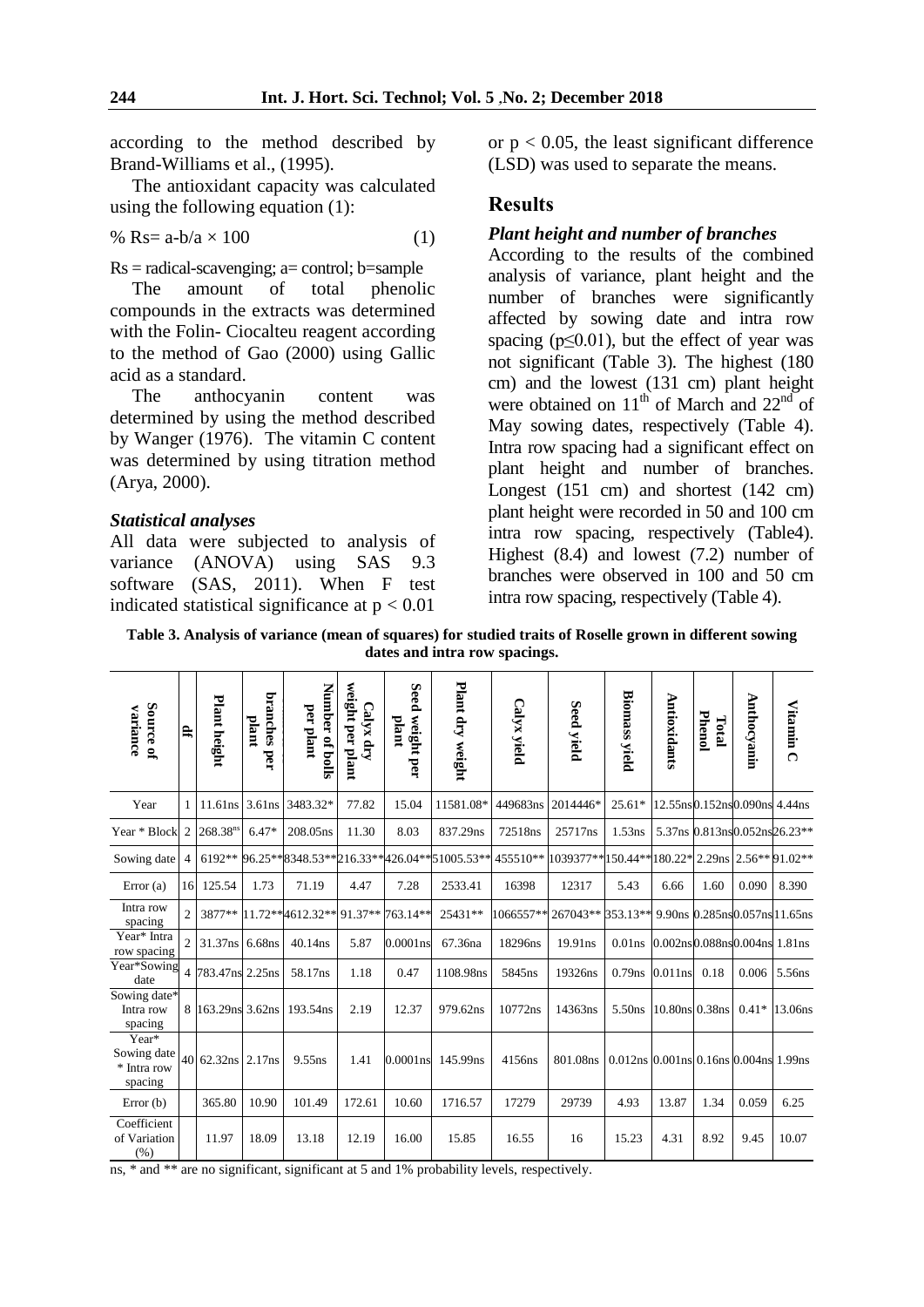according to the method described by Brand-Williams et al., (1995).

The antioxidant capacity was calculated using the following equation (1):

$$\% \text{ Rs} = \text{a-b/a} \times 100 \qquad (1)$$

Rs = radical-scavenging; a= control; b=sample

The amount of total phenolic compounds in the extracts was determined with the Folin- Ciocalteu reagent according to the method of Gao (2000) using Gallic acid as a standard.

The anthocyanin content was determined by using the method described by Wanger (1976). The vitamin C content was determined by using titration method (Arya, 2000).

### *Statistical analyses*

All data were subjected to analysis of variance (ANOVA) using SAS 9.3 software (SAS, 2011). When F test indicated statistical significance at $p < 0.01$ or $p < 0.05$, the least significant difference (LSD) was used to separate the means.

## Results

### *Plant height and number of branches*

According to the results of the combined analysis of variance, plant height and the number of branches were significantly affected by sowing date and intra row spacing ($p \leq 0.01$), but the effect of year was not significant (Table 3). The highest (180 cm) and the lowest (131 cm) plant height were obtained on 11th of March and 22nd of May sowing dates, respectively (Table 4). Intra row spacing had a significant effect on plant height and number of branches. Longest (151 cm) and shortest (142 cm) plant height were recorded in 50 and 100 cm intra row spacing, respectively (Table4). Highest (8.4) and lowest (7.2) number of branches were observed in 100 and 50 cm intra row spacing, respectively (Table 4).

**Table 3. Analysis of variance (mean of squares) for studied traits of Roselle grown in different sowing dates and intra row spacings.**

| Source of variance | df | Plant height | branches per plant | Number of bolls per plant | Calyx dry weight per plant | Seed weight per plant | Plant dry weight | Calyx yield | Seed yield | Biomass yield | Antioxidants | Total Phenol | Anthocyanin | Vitamin C |
|---|---|---|---|---|---|---|---|---|---|---|---|---|---|---|
| Year | 1 | 11.61ns | 3.61ns | 3483.32* | 77.82 | 15.04 | 11581.08* | 449683ns | 2014446* | 25.61* | 12.55ns | 0.152ns | 0.090ns | 4.44ns |
| Year * Block | 2 | 268.38ns | 6.47* | 208.05ns | 11.30 | 8.03 | 837.29ns | 72518ns | 25717ns | 1.53ns | 5.37ns | 0.813ns | 0.052ns | 26.23** |
| Sowing date | 4 | 6192** | 96.25** | 8348.53** | 216.33** | 426.04** | 51005.53** | 455510** | 1039377** | 150.44** | 180.22* | 2.29ns | 2.56** | 91.02** |
| Error (a) | 16 | 125.54 | 1.73 | 71.19 | 4.47 | 7.28 | 2533.41 | 16398 | 12317 | 5.43 | 6.66 | 1.60 | 0.090 | 8.390 |
| Intra row spacing | 2 | 3877** | 11.72** | 4612.32** | 91.37** | 763.14** | 25431** | 1066557** | 267043** | 353.13** | 9.90ns | 0.285ns | 0.057ns | 11.65ns |
| Year* Intra row spacing | 2 | 31.37ns | 6.68ns | 40.14ns | 5.87 | 0.0001ns | 67.36na | 18296ns | 19.91ns | 0.01ns | 0.002ns | 0.088ns | 0.004ns | 1.81ns |
| Year*Sowing date | 4 | 783.47ns | 2.25ns | 58.17ns | 1.18 | 0.47 | 1108.98ns | 5845ns | 19326ns | 0.79ns | 0.011ns | 0.18 | 0.006 | 5.56ns |
| Sowing date* Intra row spacing | 8 | 163.29ns | 3.62ns | 193.54ns | 2.19 | 12.37 | 979.62ns | 10772ns | 14363ns | 5.50ns | 10.80ns | 0.38ns | 0.41* | 13.06ns |
| Year* Sowing date * Intra row spacing | 40 | 62.32ns | 2.17ns | 9.55ns | 1.41 | 0.0001ns | 145.99ns | 4156ns | 801.08ns | 0.012ns | 0.001ns | 0.16ns | 0.004ns | 1.99ns |
| Error (b) | | 365.80 | 10.90 | 101.49 | 172.61 | 10.60 | 1716.57 | 17279 | 29739 | 4.93 | 13.87 | 1.34 | 0.059 | 6.25 |
| Coefficient of Variation (%) | | 11.97 | 18.09 | 13.18 | 12.19 | 16.00 | 15.85 | 16.55 | 16 | 15.23 | 4.31 | 8.92 | 9.45 | 10.07 |

ns, * and ** are no significant, significant at 5 and 1% probability levels, respectively.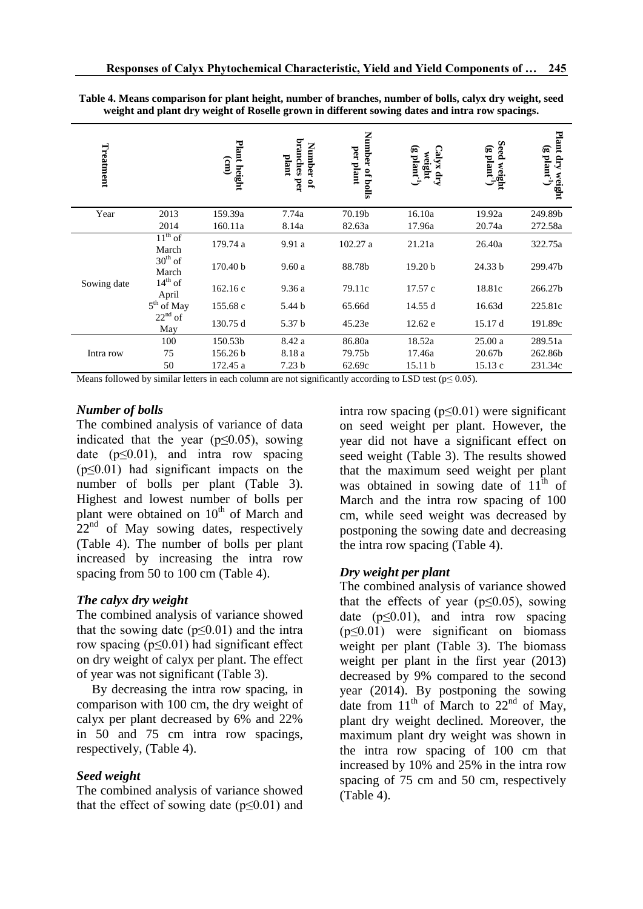**Table 4. Means comparison for plant height, number of branches, number of bolls, calyx dry weight, seed weight and plant dry weight of Roselle grown in different sowing dates and intra row spacings.**

| Treatment | | Plant height (cm) | Number of branches per plant | Number of bolls per plant | Calyx dry weight (g plant$^{-1}$) | Seed weight (g plant$^{-1}$) | Plant dry weight (g plant$^{-1}$) |
|---|---|---|---|---|---|---|---|
| Year | 2013 | 159.39a | 7.74a | 70.19b | 16.10a | 19.92a | 249.89b |
| | 2014 | 160.11a | 8.14a | 82.63a | 17.96a | 20.74a | 272.58a |
| Sowing date | 11$^{th}$ of March | 179.74 a | 9.91 a | 102.27 a | 21.21a | 26.40a | 322.75a |
| | 30$^{th}$ of March | 170.40 b | 9.60 a | 88.78b | 19.20 b | 24.33 b | 299.47b |
| | 14$^{th}$ of April | 162.16 c | 9.36 a | 79.11c | 17.57 c | 18.81c | 266.27b |
| | 5$^{th}$ of May | 155.68 c | 5.44 b | 65.66d | 14.55 d | 16.63d | 225.81c |
| | 22$^{nd}$ of May | 130.75 d | 5.37 b | 45.23e | 12.62 e | 15.17 d | 191.89c |
| Intra row | 100 | 150.53b | 8.42 a | 86.80a | 18.52a | 25.00 a | 289.51a |
| | 75 | 156.26 b | 8.18 a | 79.75b | 17.46a | 20.67b | 262.86b |
| | 50 | 172.45 a | 7.23 b | 62.69c | 15.11 b | 15.13 c | 231.34c |

Means followed by similar letters in each column are not significantly according to LSD test ($p \leq 0.05$).

### *Number of bolls*

The combined analysis of variance of data indicated that the year ($p \leq 0.05$), sowing date ($p \leq 0.01$), and intra row spacing ($p \leq 0.01$) had significant impacts on the number of bolls per plant (Table 3). Highest and lowest number of bolls per plant were obtained on 10$^{th}$ of March and 22$^{nd}$ of May sowing dates, respectively (Table 4). The number of bolls per plant increased by increasing the intra row spacing from 50 to 100 cm (Table 4).

### *The calyx dry weight*

The combined analysis of variance showed that the sowing date ($p \leq 0.01$) and the intra row spacing ($p \leq 0.01$) had significant effect on dry weight of calyx per plant. The effect of year was not significant (Table 3).

By decreasing the intra row spacing, in comparison with 100 cm, the dry weight of calyx per plant decreased by 6% and 22% in 50 and 75 cm intra row spacings, respectively, (Table 4).

### *Seed weight*

The combined analysis of variance showed that the effect of sowing date ($p \leq 0.01$) and intra row spacing ($p \leq 0.01$) were significant on seed weight per plant. However, the year did not have a significant effect on seed weight (Table 3). The results showed that the maximum seed weight per plant was obtained in sowing date of 11$^{th}$ of March and the intra row spacing of 100 cm, while seed weight was decreased by postponing the sowing date and decreasing the intra row spacing (Table 4).

### *Dry weight per plant*

The combined analysis of variance showed that the effects of year ($p \leq 0.05$), sowing date ($p \leq 0.01$), and intra row spacing ($p \leq 0.01$) were significant on biomass weight per plant (Table 3). The biomass weight per plant in the first year (2013) decreased by 9% compared to the second year (2014). By postponing the sowing date from 11$^{th}$ of March to 22$^{nd}$ of May, plant dry weight declined. Moreover, the maximum plant dry weight was shown in the intra row spacing of 100 cm that increased by 10% and 25% in the intra row spacing of 75 cm and 50 cm, respectively (Table 4).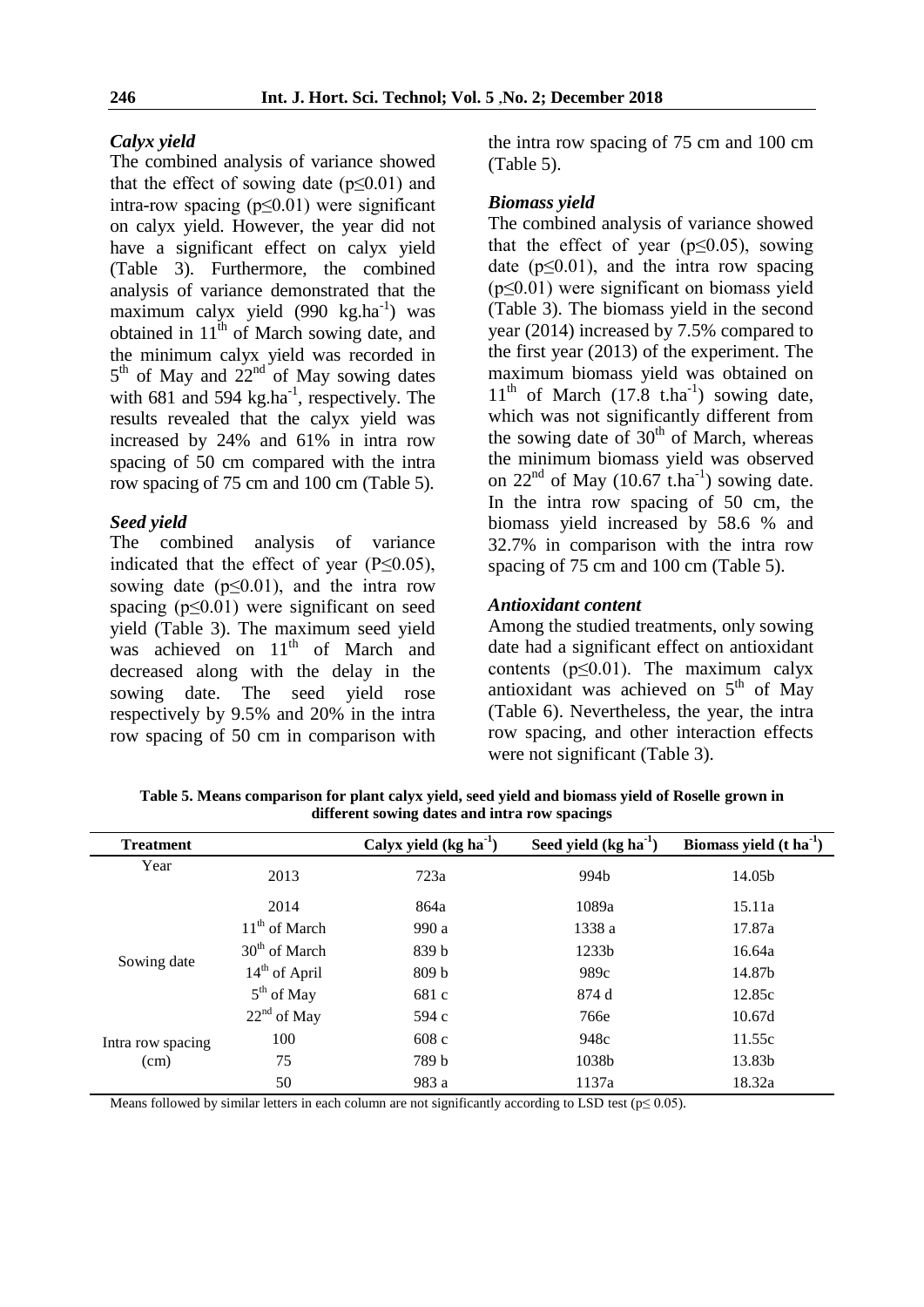### *Calyx yield*

The combined analysis of variance showed that the effect of sowing date ($p \leq 0.01$) and intra-row spacing ($p \leq 0.01$) were significant on calyx yield. However, the year did not have a significant effect on calyx yield (Table 3). Furthermore, the combined analysis of variance demonstrated that the maximum calyx yield (990 $kg.ha^{-1}$) was obtained in 11th of March sowing date, and the minimum calyx yield was recorded in 5th of May and 22nd of May sowing dates with 681 and 594 $kg.ha^{-1}$, respectively. The results revealed that the calyx yield was increased by 24% and 61% in intra row spacing of 50 cm compared with the intra row spacing of 75 cm and 100 cm (Table 5).

### *Seed yield*

The combined analysis of variance indicated that the effect of year ($P \leq 0.05$), sowing date ($p \leq 0.01$), and the intra row spacing ($p \leq 0.01$) were significant on seed yield (Table 3). The maximum seed yield was achieved on 11th of March and decreased along with the delay in the sowing date. The seed yield rose respectively by 9.5% and 20% in the intra row spacing of 50 cm in comparison with the intra row spacing of 75 cm and 100 cm (Table 5).

### *Biomass yield*

The combined analysis of variance showed that the effect of year ($p \leq 0.05$), sowing date ($p \leq 0.01$), and the intra row spacing ($p \leq 0.01$) were significant on biomass yield (Table 3). The biomass yield in the second year (2014) increased by 7.5% compared to the first year (2013) of the experiment. The maximum biomass yield was obtained on 11th of March (17.8 $t.ha^{-1}$) sowing date, which was not significantly different from the sowing date of 30th of March, whereas the minimum biomass yield was observed on 22nd of May (10.67 $t.ha^{-1}$) sowing date. In the intra row spacing of 50 cm, the biomass yield increased by 58.6 % and 32.7% in comparison with the intra row spacing of 75 cm and 100 cm (Table 5).

### *Antioxidant content*

Among the studied treatments, only sowing date had a significant effect on antioxidant contents ($p \leq 0.01$). The maximum calyx antioxidant was achieved on 5th of May (Table 6). Nevertheless, the year, the intra row spacing, and other interaction effects were not significant (Table 3).

**Table 5. Means comparison for plant calyx yield, seed yield and biomass yield of Roselle grown in different sowing dates and intra row spacings**

| Treatment | | Calyx yield (kg $ha^{-1}$) | Seed yield (kg $ha^{-1}$) | Biomass yield (t $ha^{-1}$) |
|---|---|---|---|---|
| Year | 2013 | 723a | 994b | 14.05b |
| | 2014 | 864a | 1089a | 15.11a |
| Sowing date | 11th of March | 990 a | 1338 a | 17.87a |
| | 30th of March | 839 b | 1233b | 16.64a |
| | 14th of April | 809 b | 989c | 14.87b |
| | 5th of May | 681 c | 874 d | 12.85c |
| | 22nd of May | 594 c | 766e | 10.67d |
| Intra row spacing (cm) | 100 | 608 c | 948c | 11.55c |
| | 75 | 789 b | 1038b | 13.83b |
| | 50 | 983 a | 1137a | 18.32a |

Means followed by similar letters in each column are not significantly according to LSD test ($p \leq 0.05$).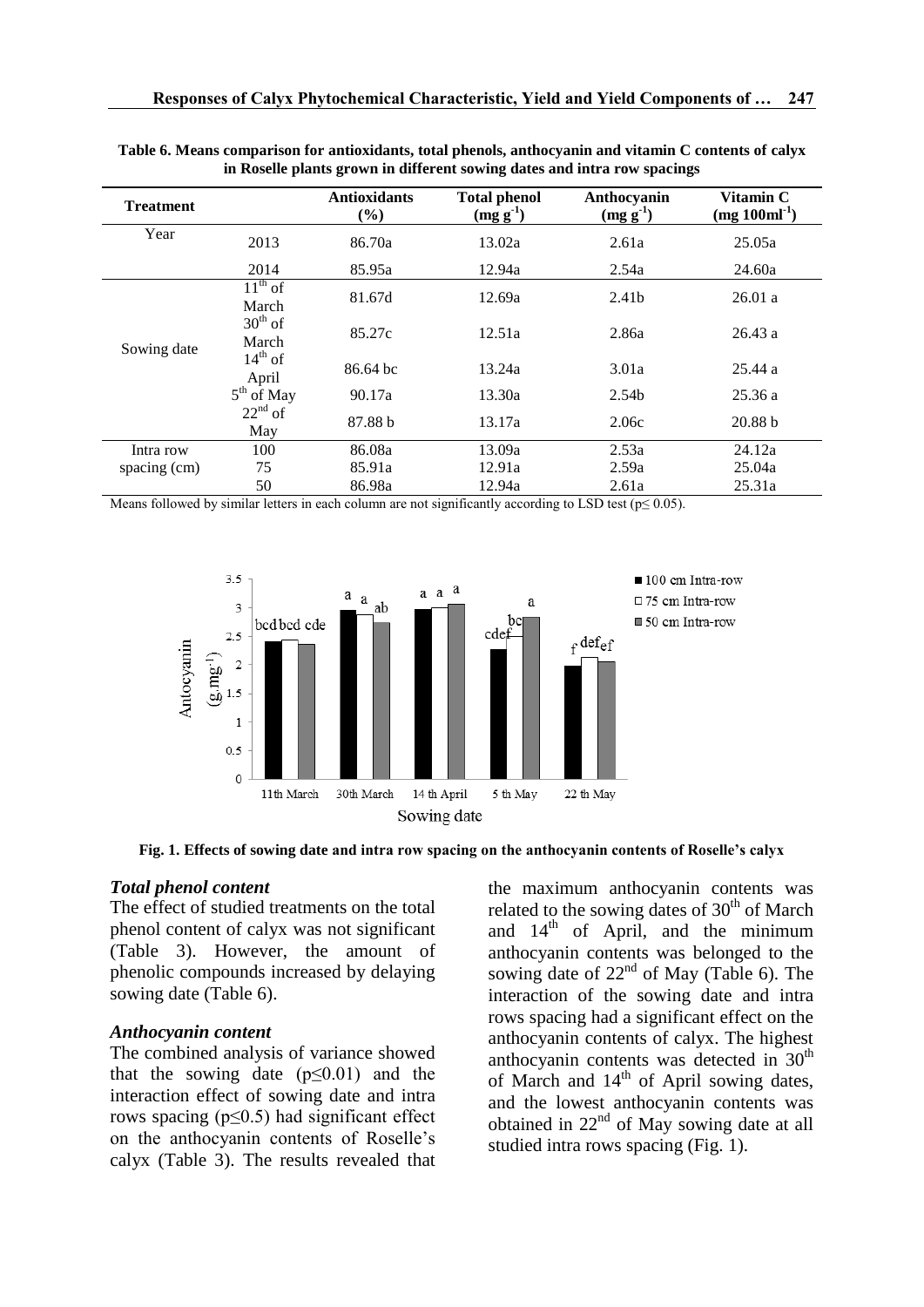**Table 6. Means comparison for antioxidants, total phenols, anthocyanin and vitamin C contents of calyx in Roselle plants grown in different sowing dates and intra row spacings**

| Treatment | | Antioxidants (%) | Total phenol ($mg\ g^{-1}$) | Anthocyanin ($mg\ g^{-1}$) | Vitamin C ($mg\ 100ml^{-1}$) |
|---|---|---|---|---|---|
| Year | 2013 | 86.70a | 13.02a | 2.61a | 25.05a |
| | 2014 | 85.95a | 12.94a | 2.54a | 24.60a |
| Sowing date | 11th of March | 81.67d | 12.69a | 2.41b | 26.01 a |
| | 30th of March | 85.27c | 12.51a | 2.86a | 26.43 a |
| | 14th of April | 86.64 bc | 13.24a | 3.01a | 25.44 a |
| | 5th of May | 90.17a | 13.30a | 2.54b | 25.36 a |
| | 22nd of May | 87.88 b | 13.17a | 2.06c | 20.88 b |
| Intra row spacing (cm) | 100 | 86.08a | 13.09a | 2.53a | 24.12a |
| | 75 | 85.91a | 12.91a | 2.59a | 25.04a |
| | 50 | 86.98a | 12.94a | 2.61a | 25.31a |

Means followed by similar letters in each column are not significantly according to LSD test ($p \leq 0.05$).

**Fig. 1. Effects of sowing date and intra row spacing on the anthocyanin contents of Roselle's calyx**

### *Total phenol content*

The effect of studied treatments on the total phenol content of calyx was not significant (Table 3). However, the amount of phenolic compounds increased by delaying sowing date (Table 6).

### *Anthocyanin content*

The combined analysis of variance showed that the sowing date ($p \leq 0.01$) and the interaction effect of sowing date and intra rows spacing ($p \leq 0.5$) had significant effect on the anthocyanin contents of Roselle's calyx (Table 3). The results revealed that the maximum anthocyanin contents was related to the sowing dates of 30th of March and 14th of April, and the minimum anthocyanin contents was belonged to the sowing date of 22nd of May (Table 6). The interaction of the sowing date and intra rows spacing had a significant effect on the anthocyanin contents of calyx. The highest anthocyanin contents was detected in 30th of March and 14th of April sowing dates, and the lowest anthocyanin contents was obtained in 22nd of May sowing date at all studied intra rows spacing (Fig. 1).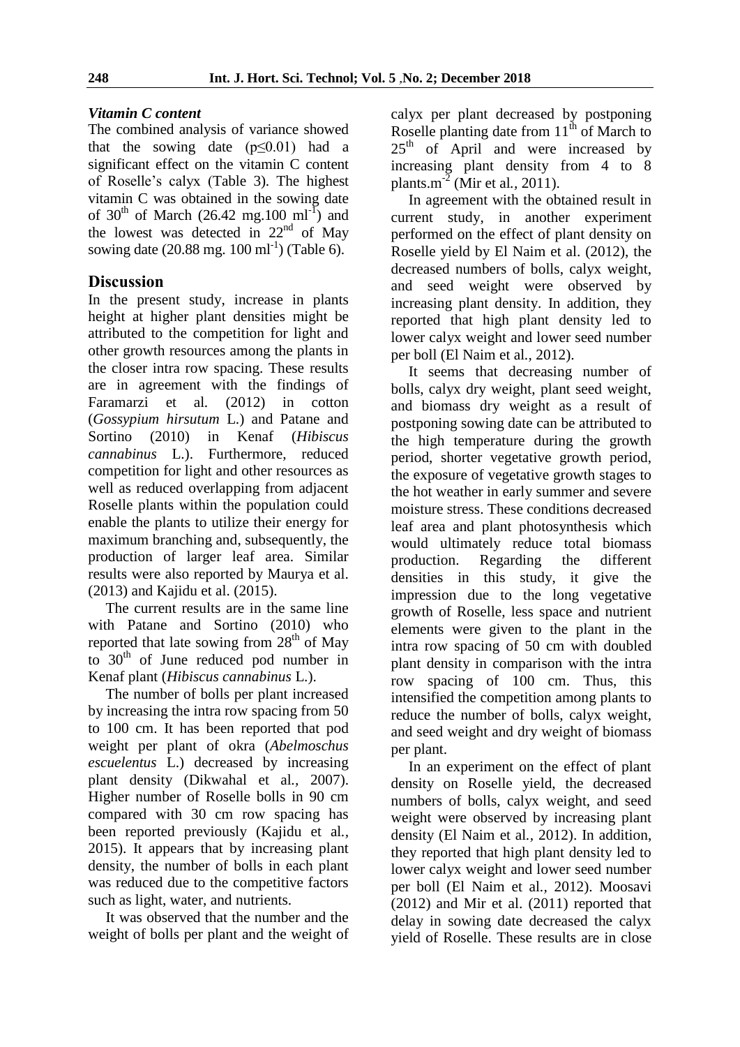### *Vitamin C content*

The combined analysis of variance showed that the sowing date ($p \leq 0.01$) had a significant effect on the vitamin C content of Roselle's calyx (Table 3). The highest vitamin C was obtained in the sowing date of 30th of March (26.42 mg.100 $ml^{-1}$) and the lowest was detected in 22nd of May sowing date (20.88 mg. 100 $ml^{-1}$) (Table 6).

## Discussion

In the present study, increase in plants height at higher plant densities might be attributed to the competition for light and other growth resources among the plants in the closer intra row spacing. These results are in agreement with the findings of Faramarzi et al. (2012) in cotton (*Gossypium hirsutum* L.) and Patane and Sortino (2010) in Kenaf (*Hibiscus cannabinus* L.). Furthermore, reduced competition for light and other resources as well as reduced overlapping from adjacent Roselle plants within the population could enable the plants to utilize their energy for maximum branching and, subsequently, the production of larger leaf area. Similar results were also reported by Maurya et al. (2013) and Kajidu et al. (2015).

The current results are in the same line with Patane and Sortino (2010) who reported that late sowing from 28th of May to 30th of June reduced pod number in Kenaf plant (*Hibiscus cannabinus* L.).

The number of bolls per plant increased by increasing the intra row spacing from 50 to 100 cm. It has been reported that pod weight per plant of okra (*Abelmoschus escuelentus* L.) decreased by increasing plant density (Dikwahal et al., 2007). Higher number of Roselle bolls in 90 cm compared with 30 cm row spacing has been reported previously (Kajidu et al., 2015). It appears that by increasing plant density, the number of bolls in each plant was reduced due to the competitive factors such as light, water, and nutrients.

It was observed that the number and the weight of bolls per plant and the weight of calyx per plant decreased by postponing Roselle planting date from 11th of March to 25th of April and were increased by increasing plant density from 4 to 8 plants.$m^{-2}$ (Mir et al., 2011).

In agreement with the obtained result in current study, in another experiment performed on the effect of plant density on Roselle yield by El Naim et al. (2012), the decreased numbers of bolls, calyx weight, and seed weight were observed by increasing plant density. In addition, they reported that high plant density led to lower calyx weight and lower seed number per boll (El Naim et al., 2012).

It seems that decreasing number of bolls, calyx dry weight, plant seed weight, and biomass dry weight as a result of postponing sowing date can be attributed to the high temperature during the growth period, shorter vegetative growth period, the exposure of vegetative growth stages to the hot weather in early summer and severe moisture stress. These conditions decreased leaf area and plant photosynthesis which would ultimately reduce total biomass production. Regarding the different densities in this study, it give the impression due to the long vegetative growth of Roselle, less space and nutrient elements were given to the plant in the intra row spacing of 50 cm with doubled plant density in comparison with the intra row spacing of 100 cm. Thus, this intensified the competition among plants to reduce the number of bolls, calyx weight, and seed weight and dry weight of biomass per plant.

In an experiment on the effect of plant density on Roselle yield, the decreased numbers of bolls, calyx weight, and seed weight were observed by increasing plant density (El Naim et al., 2012). In addition, they reported that high plant density led to lower calyx weight and lower seed number per boll (El Naim et al., 2012). Moosavi (2012) and Mir et al. (2011) reported that delay in sowing date decreased the calyx yield of Roselle. These results are in close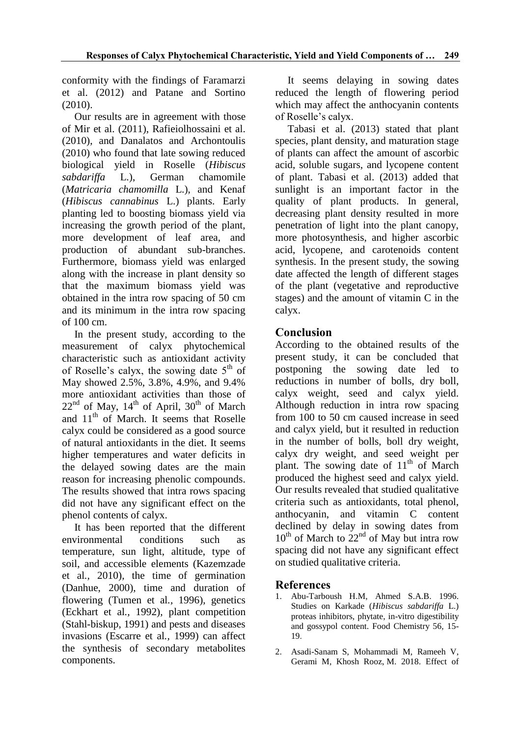conformity with the findings of Faramarzi et al. (2012) and Patane and Sortino (2010).

Our results are in agreement with those of Mir et al. (2011), Rafieiolhossaini et al. (2010), and Danalatos and Archontoulis (2010) who found that late sowing reduced biological yield in Roselle (*Hibiscus sabdariffa* L.), German chamomile (*Matricaria chamomilla* L.), and Kenaf (*Hibiscus cannabinus* L.) plants. Early planting led to boosting biomass yield via increasing the growth period of the plant, more development of leaf area, and production of abundant sub-branches. Furthermore, biomass yield was enlarged along with the increase in plant density so that the maximum biomass yield was obtained in the intra row spacing of 50 cm and its minimum in the intra row spacing of 100 cm.

In the present study, according to the measurement of calyx phytochemical characteristic such as antioxidant activity of Roselle's calyx, the sowing date 5th of May showed 2.5%, 3.8%, 4.9%, and 9.4% more antioxidant activities than those of 22nd of May, 14th of April, 30th of March and 11th of March. It seems that Roselle calyx could be considered as a good source of natural antioxidants in the diet. It seems higher temperatures and water deficits in the delayed sowing dates are the main reason for increasing phenolic compounds. The results showed that intra rows spacing did not have any significant effect on the phenol contents of calyx.

It has been reported that the different environmental conditions such as temperature, sun light, altitude, type of soil, and accessible elements (Kazemzade et al., 2010), the time of germination (Danhue, 2000), time and duration of flowering (Tumen et al., 1996), genetics (Eckhart et al., 1992), plant competition (Stahl-biskup, 1991) and pests and diseases invasions (Escarre et al., 1999) can affect the synthesis of secondary metabolites components.

It seems delaying in sowing dates reduced the length of flowering period which may affect the anthocyanin contents of Roselle's calyx.

Tabasi et al. (2013) stated that plant species, plant density, and maturation stage of plants can affect the amount of ascorbic acid, soluble sugars, and lycopene content of plant. Tabasi et al. (2013) added that sunlight is an important factor in the quality of plant products. In general, decreasing plant density resulted in more penetration of light into the plant canopy, more photosynthesis, and higher ascorbic acid, lycopene, and carotenoids content synthesis. In the present study, the sowing date affected the length of different stages of the plant (vegetative and reproductive stages) and the amount of vitamin C in the calyx.

## Conclusion

According to the obtained results of the present study, it can be concluded that postponing the sowing date led to reductions in number of bolls, dry boll, calyx weight, seed and calyx yield. Although reduction in intra row spacing from 100 to 50 cm caused increase in seed and calyx yield, but it resulted in reduction in the number of bolls, boll dry weight, calyx dry weight, and seed weight per plant. The sowing date of 11th of March produced the highest seed and calyx yield. Our results revealed that studied qualitative criteria such as antioxidants, total phenol, anthocyanin, and vitamin C content declined by delay in sowing dates from 10th of March to 22nd of May but intra row spacing did not have any significant effect on studied qualitative criteria.

## References

1. Abu-Tarboush H.M, Ahmed S.A.B. 1996. Studies on Karkade (*Hibiscus sabdariffa* L.) proteas inhibitors, phytate, in-vitro digestibility and gossypol content. Food Chemistry 56, 15-19.
2. Asadi-Sanam S, Mohammadi M, Rameeh V, Gerami M, Khosh Rooz, M. 2018. Effect of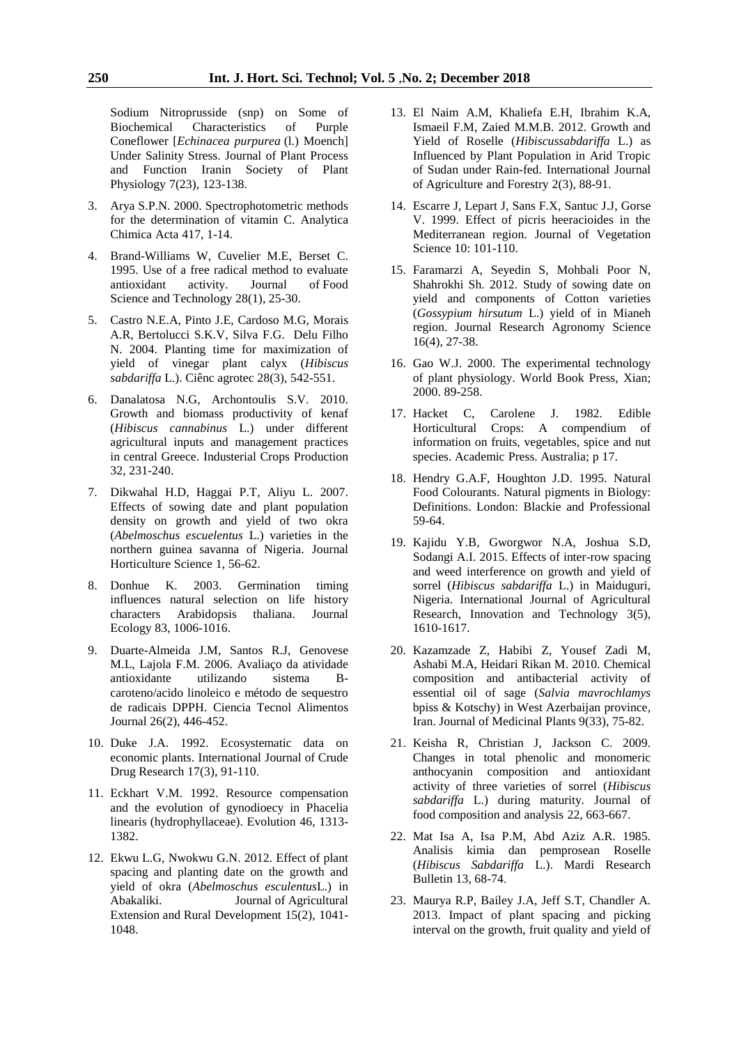Sodium Nitroprusside (snp) on Some of Biochemical Characteristics of Purple Coneflower [*Echinacea purpurea* (l.) Moench] Under Salinity Stress. Journal of Plant Process and Function Iranin Society of Plant Physiology 7(23), 123-138.

3. Arya S.P.N. 2000. Spectrophotometric methods for the determination of vitamin C. Analytica Chimica Acta 417, 1-14.

4. Brand-Williams W, Cuvelier M.E, Berset C. 1995. Use of a free radical method to evaluate antioxidant activity. Journal of Food Science and Technology 28(1), 25-30.

5. Castro N.E.A, Pinto J.E, Cardoso M.G, Morais A.R, Bertolucci S.K.V, Silva F.G. Delu Filho N. 2004. Planting time for maximization of yield of vinegar plant calyx (*Hibiscus sabdariffa* L.). Ciênc agrotec 28(3), 542-551.

6. Danalatosa N.G, Archontoulis S.V. 2010. Growth and biomass productivity of kenaf (*Hibiscus cannabinus* L.) under different agricultural inputs and management practices in central Greece. Industerial Crops Production 32, 231-240.

7. Dikwahal H.D, Haggai P.T, Aliyu L. 2007. Effects of sowing date and plant population density on growth and yield of two okra (*Abelmoschus escuelentus* L.) varieties in the northern guinea savanna of Nigeria. Journal Horticulture Science 1, 56-62.

8. Donhue K. 2003. Germination timing influences natural selection on life history characters Arabidopsis thaliana. Journal Ecology 83, 1006-1016.

9. Duarte-Almeida J.M, Santos R.J, Genovese M.L, Lajola F.M. 2006. Avaliaço da atividade antioxidante utilizando sistema B-caroteno/acido linoleico e método de sequestro de radicais DPPH. Ciencia Tecnol Alimentos Journal 26(2), 446-452.

10. Duke J.A. 1992. Ecosystematic data on economic plants. International Journal of Crude Drug Research 17(3), 91-110.

11. Eckhart V.M. 1992. Resource compensation and the evolution of gynodioecy in Phacelia linearis (hydrophyllaceae). Evolution 46, 1313-1382.

12. Ekwu L.G, Nwokwu G.N. 2012. Effect of plant spacing and planting date on the growth and yield of okra (*Abelmoschus esculentus*L.) in Abakaliki. Journal of Agricultural Extension and Rural Development 15(2), 1041-1048.

13. El Naim A.M, Khaliefa E.H, Ibrahim K.A, Ismaeil F.M, Zaied M.M.B. 2012. Growth and Yield of Roselle (*Hibiscussabdariffa* L.) as Influenced by Plant Population in Arid Tropic of Sudan under Rain-fed. International Journal of Agriculture and Forestry 2(3), 88-91.

14. Escarre J, Lepart J, Sans F.X, Santuc J.J, Gorse V. 1999. Effect of picris heeracioides in the Mediterranean region. Journal of Vegetation Science 10: 101-110.

15. Faramarzi A, Seyedin S, Mohbali Poor N, Shahrokhi Sh. 2012. Study of sowing date on yield and components of Cotton varieties (*Gossypium hirsutum* L.) yield of in Mianeh region. Journal Research Agronomy Science 16(4), 27-38.

16. Gao W.J. 2000. The experimental technology of plant physiology. World Book Press, Xian; 2000. 89-258.

17. Hacket C, Carolene J. 1982. Edible Horticultural Crops: A compendium of information on fruits, vegetables, spice and nut species. Academic Press. Australia; p 17.

18. Hendry G.A.F, Houghton J.D. 1995. Natural Food Colourants. Natural pigments in Biology: Definitions. London: Blackie and Professional 59-64.

19. Kajidu Y.B, Gworgwor N.A, Joshua S.D, Sodangi A.I. 2015. Effects of inter-row spacing and weed interference on growth and yield of sorrel (*Hibiscus sabdariffa* L.) in Maiduguri, Nigeria. International Journal of Agricultural Research, Innovation and Technology 3(5), 1610-1617.

20. Kazamzade Z, Habibi Z, Yousef Zadi M, Ashabi M.A, Heidari Rikan M. 2010. Chemical composition and antibacterial activity of essential oil of sage (*Salvia mavrochlamys* bpiss & Kotschy) in West Azerbaijan province, Iran. Journal of Medicinal Plants 9(33), 75-82.

21. Keisha R, Christian J, Jackson C. 2009. Changes in total phenolic and monomeric anthocyanin composition and antioxidant activity of three varieties of sorrel (*Hibiscus sabdariffa* L.) during maturity. Journal of food composition and analysis 22, 663-667.

22. Mat Isa A, Isa P.M, Abd Aziz A.R. 1985. Analisis kimia dan pemprosean Roselle (*Hibiscus Sabdariffa* L.). Mardi Research Bulletin 13, 68-74.

23. Maurya R.P, Bailey J.A, Jeff S.T, Chandler A. 2013. Impact of plant spacing and picking interval on the growth, fruit quality and yield of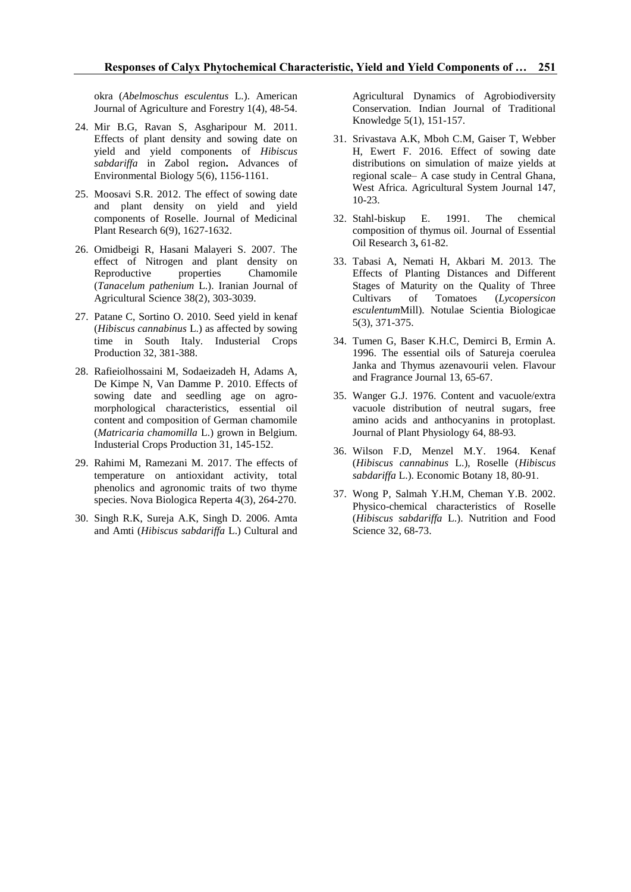okra (*Abelmoschus esculentus* L.). American Journal of Agriculture and Forestry 1(4), 48-54.

24. Mir B.G, Ravan S, Asgharipour M. 2011. Effects of plant density and sowing date on yield and yield components of *Hibiscus sabdariffa* in Zabol region**.** Advances of Environmental Biology 5(6), 1156-1161.

25. Moosavi S.R. 2012. The effect of sowing date and plant density on yield and yield components of Roselle. Journal of Medicinal Plant Research 6(9), 1627-1632.

26. Omidbeigi R, Hasani Malayeri S. 2007. The effect of Nitrogen and plant density on Reproductive properties Chamomile (*Tanacelum pathenium* L.). Iranian Journal of Agricultural Science 38(2), 303-3039.

27. Patane C, Sortino O. 2010. Seed yield in kenaf (*Hibiscus cannabinus* L.) as affected by sowing time in South Italy. Industerial Crops Production 32, 381-388.

28. Rafieiolhossaini M, Sodaeizadeh H, Adams A, De Kimpe N, Van Damme P. 2010. Effects of sowing date and seedling age on agro-morphological characteristics, essential oil content and composition of German chamomile (*Matricaria chamomilla* L.) grown in Belgium. Industerial Crops Production 31, 145-152.

29. Rahimi M, Ramezani M. 2017. The effects of temperature on antioxidant activity, total phenolics and agronomic traits of two thyme species. Nova Biologica Reperta 4(3), 264-270.

30. Singh R.K, Sureja A.K, Singh D. 2006. Amta and Amti (*Hibiscus sabdariffa* L.) Cultural and Agricultural Dynamics of Agrobiodiversity Conservation. Indian Journal of Traditional Knowledge 5(1), 151-157.

31. Srivastava A.K, Mboh C.M, Gaiser T, Webber H, Ewert F. 2016. Effect of sowing date distributions on simulation of maize yields at regional scale– A case study in Central Ghana, West Africa. Agricultural System Journal 147, 10-23.

32. Stahl-biskup E. 1991. The chemical composition of thymus oil. Journal of Essential Oil Research 3**,** 61-82.

33. Tabasi A, Nemati H, Akbari M. 2013. The Effects of Planting Distances and Different Stages of Maturity on the Quality of Three Cultivars of Tomatoes (*Lycopersicon esculentum*Mill). Notulae Scientia Biologicae 5(3), 371-375.

34. Tumen G, Baser K.H.C, Demirci B, Ermin A. 1996. The essential oils of Satureja coerulea Janka and Thymus azenavourii velen. Flavour and Fragrance Journal 13, 65-67.

35. Wanger G.J. 1976. Content and vacuole/extra vacuole distribution of neutral sugars, free amino acids and anthocyanins in protoplast. Journal of Plant Physiology 64, 88-93.

36. Wilson F.D, Menzel M.Y. 1964. Kenaf (*Hibiscus cannabinus* L.), Roselle (*Hibiscus sabdariffa* L.). Economic Botany 18, 80-91.

37. Wong P, Salmah Y.H.M, Cheman Y.B. 2002. Physico-chemical characteristics of Roselle (*Hibiscus sabdariffa* L.). Nutrition and Food Science 32, 68-73.